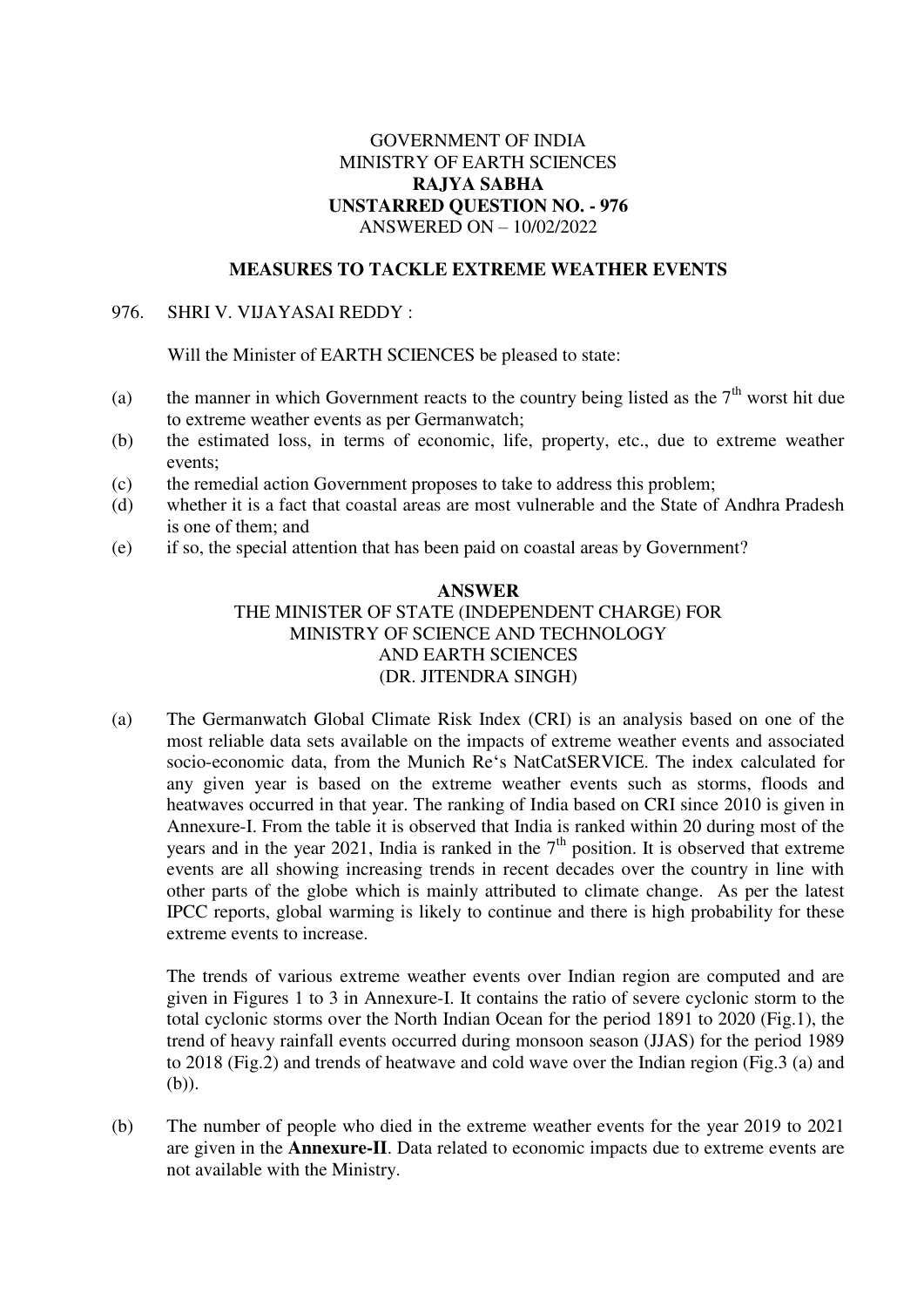GOVERNMENT OF INDIA
MINISTRY OF EARTH SCIENCES
**RAJYA SABHA**
**UNSTARRED QUESTION NO. - 976**
ANSWERED ON – 10/02/2022

**MEASURES TO TACKLE EXTREME WEATHER EVENTS**

976. SHRI V. VIJAYASAI REDDY :

Will the Minister of EARTH SCIENCES be pleased to state:

(a) the manner in which Government reacts to the country being listed as the 7th worst hit due to extreme weather events as per Germanwatch;
(b) the estimated loss, in terms of economic, life, property, etc., due to extreme weather events;
(c) the remedial action Government proposes to take to address this problem;
(d) whether it is a fact that coastal areas are most vulnerable and the State of Andhra Pradesh is one of them; and
(e) if so, the special attention that has been paid on coastal areas by Government?

**ANSWER**
THE MINISTER OF STATE (INDEPENDENT CHARGE) FOR
MINISTRY OF SCIENCE AND TECHNOLOGY
AND EARTH SCIENCES
(DR. JITENDRA SINGH)

(a) The Germanwatch Global Climate Risk Index (CRI) is an analysis based on one of the most reliable data sets available on the impacts of extreme weather events and associated socio-economic data, from the Munich Re's NatCatSERVICE. The index calculated for any given year is based on the extreme weather events such as storms, floods and heatwaves occurred in that year. The ranking of India based on CRI since 2010 is given in Annexure-I. From the table it is observed that India is ranked within 20 during most of the years and in the year 2021, India is ranked in the 7th position. It is observed that extreme events are all showing increasing trends in recent decades over the country in line with other parts of the globe which is mainly attributed to climate change. As per the latest IPCC reports, global warming is likely to continue and there is high probability for these extreme events to increase.

The trends of various extreme weather events over Indian region are computed and are given in Figures 1 to 3 in Annexure-I. It contains the ratio of severe cyclonic storm to the total cyclonic storms over the North Indian Ocean for the period 1891 to 2020 (Fig.1), the trend of heavy rainfall events occurred during monsoon season (JJAS) for the period 1989 to 2018 (Fig.2) and trends of heatwave and cold wave over the Indian region (Fig.3 (a) and (b)).

(b) The number of people who died in the extreme weather events for the year 2019 to 2021 are given in the **Annexure-II**. Data related to economic impacts due to extreme events are not available with the Ministry.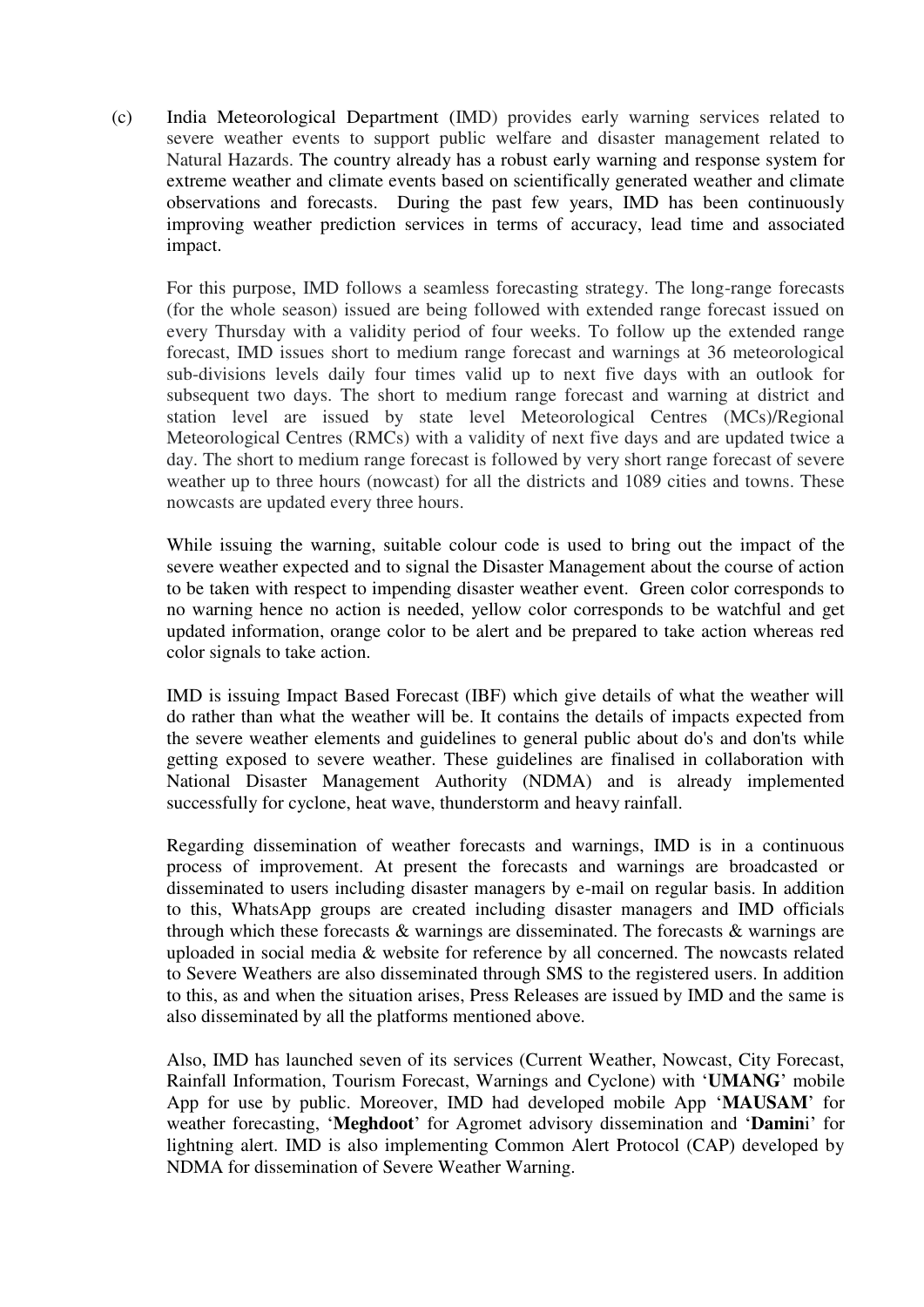(c) India Meteorological Department (IMD) provides early warning services related to severe weather events to support public welfare and disaster management related to Natural Hazards. The country already has a robust early warning and response system for extreme weather and climate events based on scientifically generated weather and climate observations and forecasts. During the past few years, IMD has been continuously improving weather prediction services in terms of accuracy, lead time and associated impact.

For this purpose, IMD follows a seamless forecasting strategy. The long-range forecasts (for the whole season) issued are being followed with extended range forecast issued on every Thursday with a validity period of four weeks. To follow up the extended range forecast, IMD issues short to medium range forecast and warnings at 36 meteorological sub-divisions levels daily four times valid up to next five days with an outlook for subsequent two days. The short to medium range forecast and warning at district and station level are issued by state level Meteorological Centres (MCs)/Regional Meteorological Centres (RMCs) with a validity of next five days and are updated twice a day. The short to medium range forecast is followed by very short range forecast of severe weather up to three hours (nowcast) for all the districts and 1089 cities and towns. These nowcasts are updated every three hours.

While issuing the warning, suitable colour code is used to bring out the impact of the severe weather expected and to signal the Disaster Management about the course of action to be taken with respect to impending disaster weather event. Green color corresponds to no warning hence no action is needed, yellow color corresponds to be watchful and get updated information, orange color to be alert and be prepared to take action whereas red color signals to take action.

IMD is issuing Impact Based Forecast (IBF) which give details of what the weather will do rather than what the weather will be. It contains the details of impacts expected from the severe weather elements and guidelines to general public about do's and don'ts while getting exposed to severe weather. These guidelines are finalised in collaboration with National Disaster Management Authority (NDMA) and is already implemented successfully for cyclone, heat wave, thunderstorm and heavy rainfall.

Regarding dissemination of weather forecasts and warnings, IMD is in a continuous process of improvement. At present the forecasts and warnings are broadcasted or disseminated to users including disaster managers by e-mail on regular basis. In addition to this, WhatsApp groups are created including disaster managers and IMD officials through which these forecasts & warnings are disseminated. The forecasts & warnings are uploaded in social media & website for reference by all concerned. The nowcasts related to Severe Weathers are also disseminated through SMS to the registered users. In addition to this, as and when the situation arises, Press Releases are issued by IMD and the same is also disseminated by all the platforms mentioned above.

Also, IMD has launched seven of its services (Current Weather, Nowcast, City Forecast, Rainfall Information, Tourism Forecast, Warnings and Cyclone) with '**UMANG**' mobile App for use by public. Moreover, IMD had developed mobile App '**MAUSAM**' for weather forecasting, '**Meghdoot**' for Agromet advisory dissemination and '**Damin**i' for lightning alert. IMD is also implementing Common Alert Protocol (CAP) developed by NDMA for dissemination of Severe Weather Warning.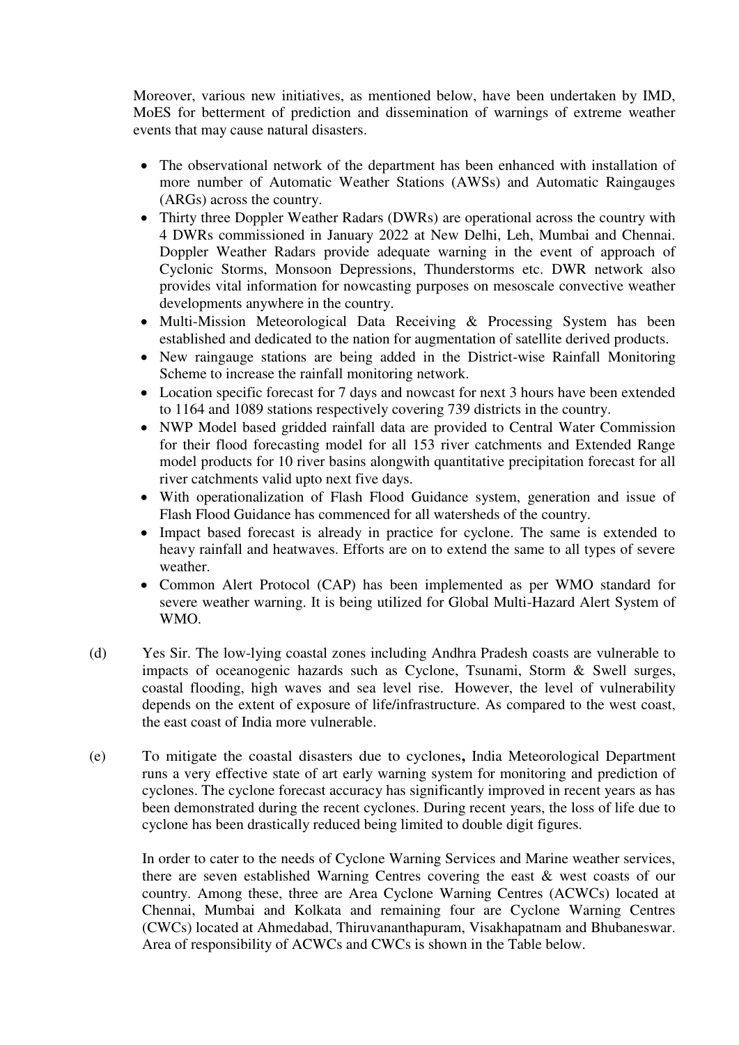Moreover, various new initiatives, as mentioned below, have been undertaken by IMD, MoES for betterment of prediction and dissemination of warnings of extreme weather events that may cause natural disasters.

- The observational network of the department has been enhanced with installation of more number of Automatic Weather Stations (AWSs) and Automatic Raingauges (ARGs) across the country.
- Thirty three Doppler Weather Radars (DWRs) are operational across the country with 4 DWRs commissioned in January 2022 at New Delhi, Leh, Mumbai and Chennai. Doppler Weather Radars provide adequate warning in the event of approach of Cyclonic Storms, Monsoon Depressions, Thunderstorms etc. DWR network also provides vital information for nowcasting purposes on mesoscale convective weather developments anywhere in the country.
- Multi-Mission Meteorological Data Receiving & Processing System has been established and dedicated to the nation for augmentation of satellite derived products.
- New raingauge stations are being added in the District-wise Rainfall Monitoring Scheme to increase the rainfall monitoring network.
- Location specific forecast for 7 days and nowcast for next 3 hours have been extended to 1164 and 1089 stations respectively covering 739 districts in the country.
- NWP Model based gridded rainfall data are provided to Central Water Commission for their flood forecasting model for all 153 river catchments and Extended Range model products for 10 river basins alongwith quantitative precipitation forecast for all river catchments valid upto next five days.
- With operationalization of Flash Flood Guidance system, generation and issue of Flash Flood Guidance has commenced for all watersheds of the country.
- Impact based forecast is already in practice for cyclone. The same is extended to heavy rainfall and heatwaves. Efforts are on to extend the same to all types of severe weather.
- Common Alert Protocol (CAP) has been implemented as per WMO standard for severe weather warning. It is being utilized for Global Multi-Hazard Alert System of WMO.

(d) Yes Sir. The low-lying coastal zones including Andhra Pradesh coasts are vulnerable to impacts of oceanogenic hazards such as Cyclone, Tsunami, Storm & Swell surges, coastal flooding, high waves and sea level rise. However, the level of vulnerability depends on the extent of exposure of life/infrastructure. As compared to the west coast, the east coast of India more vulnerable.

(e) To mitigate the coastal disasters due to cyclones**,** India Meteorological Department runs a very effective state of art early warning system for monitoring and prediction of cyclones. The cyclone forecast accuracy has significantly improved in recent years as has been demonstrated during the recent cyclones. During recent years, the loss of life due to cyclone has been drastically reduced being limited to double digit figures.

In order to cater to the needs of Cyclone Warning Services and Marine weather services, there are seven established Warning Centres covering the east & west coasts of our country. Among these, three are Area Cyclone Warning Centres (ACWCs) located at Chennai, Mumbai and Kolkata and remaining four are Cyclone Warning Centres (CWCs) located at Ahmedabad, Thiruvananthapuram, Visakhapatnam and Bhubaneswar. Area of responsibility of ACWCs and CWCs is shown in the Table below.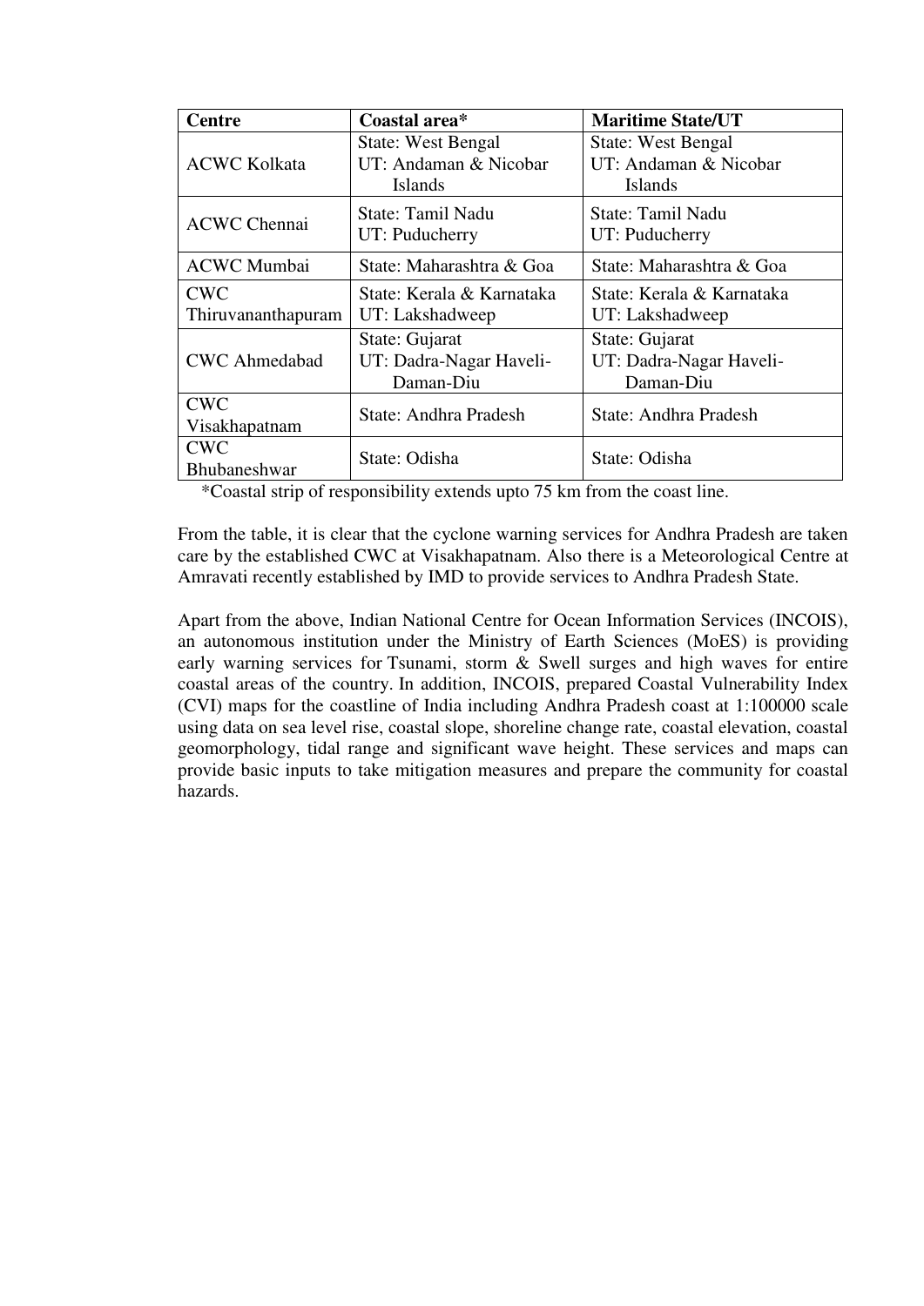| Centre | Coastal area* | Maritime State/UT |
|---|---|---|
| ACWC Kolkata | State: West Bengal<br>UT: Andaman & Nicobar Islands | State: West Bengal<br>UT: Andaman & Nicobar Islands |
| ACWC Chennai | State: Tamil Nadu<br>UT: Puducherry | State: Tamil Nadu<br>UT: Puducherry |
| ACWC Mumbai | State: Maharashtra & Goa | State: Maharashtra & Goa |
| CWC Thiruvananthapuram | State: Kerala & Karnataka<br>UT: Lakshadweep | State: Kerala & Karnataka<br>UT: Lakshadweep |
| CWC Ahmedabad | State: Gujarat<br>UT: Dadra-Nagar Haveli-Daman-Diu | State: Gujarat<br>UT: Dadra-Nagar Haveli-Daman-Diu |
| CWC Visakhapatnam | State: Andhra Pradesh | State: Andhra Pradesh |
| CWC Bhubaneshwar | State: Odisha | State: Odisha |

*Coastal strip of responsibility extends upto 75 km from the coast line.

From the table, it is clear that the cyclone warning services for Andhra Pradesh are taken care by the established CWC at Visakhapatnam. Also there is a Meteorological Centre at Amravati recently established by IMD to provide services to Andhra Pradesh State.

Apart from the above, Indian National Centre for Ocean Information Services (INCOIS), an autonomous institution under the Ministry of Earth Sciences (MoES) is providing early warning services for Tsunami, storm & Swell surges and high waves for entire coastal areas of the country. In addition, INCOIS, prepared Coastal Vulnerability Index (CVI) maps for the coastline of India including Andhra Pradesh coast at 1:100000 scale using data on sea level rise, coastal slope, shoreline change rate, coastal elevation, coastal geomorphology, tidal range and significant wave height. These services and maps can provide basic inputs to take mitigation measures and prepare the community for coastal hazards.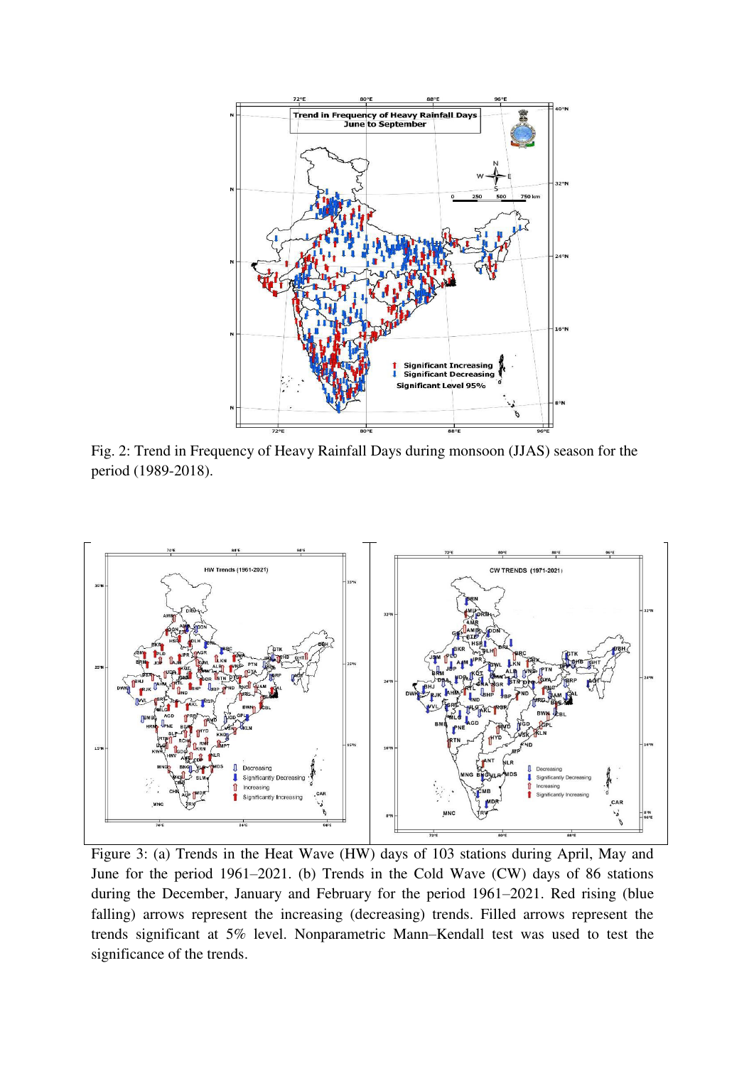Fig. 2: Trend in Frequency of Heavy Rainfall Days during monsoon (JJAS) season for the period (1989-2018).

Figure 3: (a) Trends in the Heat Wave (HW) days of 103 stations during April, May and June for the period 1961–2021. (b) Trends in the Cold Wave (CW) days of 86 stations during the December, January and February for the period 1961–2021. Red rising (blue falling) arrows represent the increasing (decreasing) trends. Filled arrows represent the trends significant at 5% level. Nonparametric Mann–Kendall test was used to test the significance of the trends.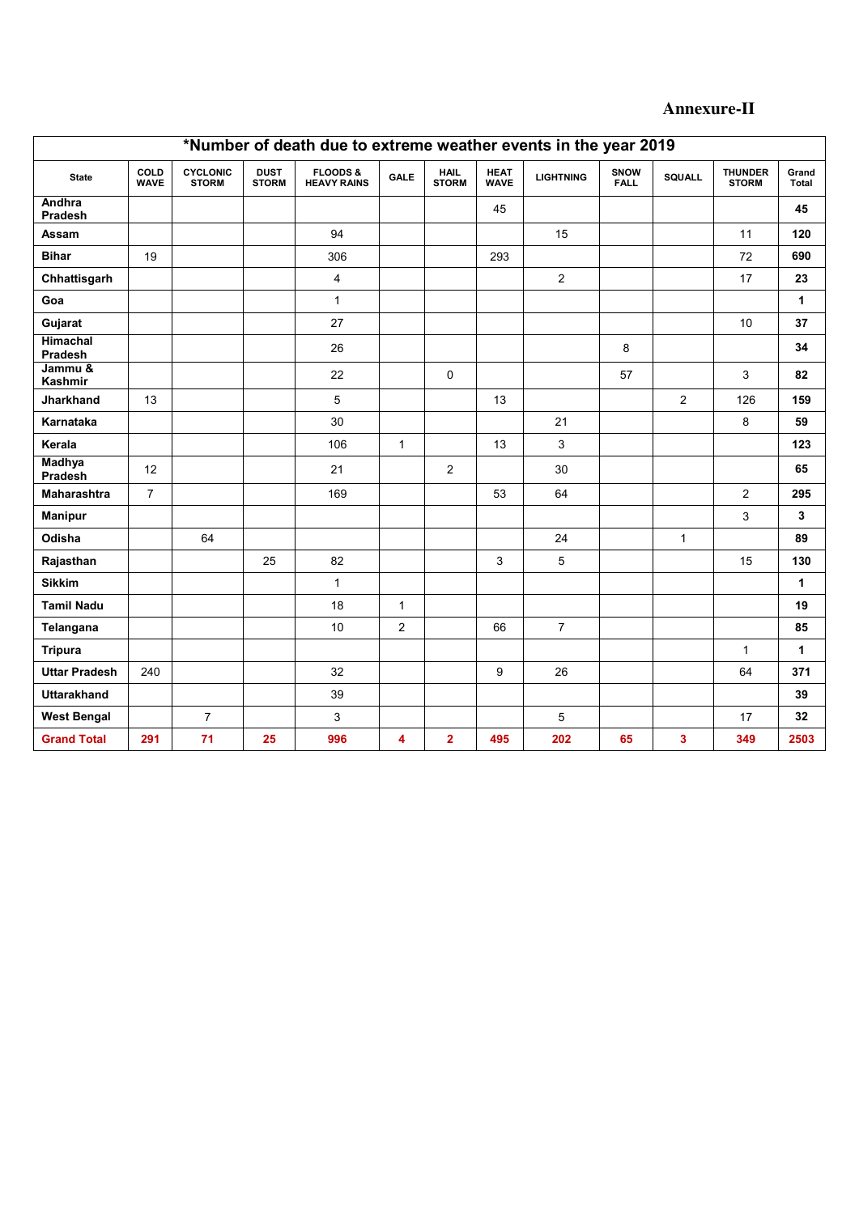**Annexure-II**

| *Number of death due to extreme weather events in the year 2019 | | | | | | | | | | | | |
|---|---|---|---|---|---|---|---|---|---|---|---|---|
| State | COLD WAVE | CYCLONIC STORM | DUST STORM | FLOODS & HEAVY RAINS | GALE | HAIL STORM | HEAT WAVE | LIGHTNING | SNOW FALL | SQUALL | THUNDER STORM | Grand Total |
| Andhra Pradesh | | | | | | | 45 | | | | | **45** |
| Assam | | | | 94 | | | | 15 | | | 11 | **120** |
| Bihar | 19 | | | 306 | | | 293 | | | | 72 | **690** |
| Chhattisgarh | | | | 4 | | | | 2 | | | 17 | **23** |
| Goa | | | | 1 | | | | | | | | **1** |
| Gujarat | | | | 27 | | | | | | | 10 | **37** |
| Himachal Pradesh | | | | 26 | | | | | 8 | | | **34** |
| Jammu & Kashmir | | | | 22 | | 0 | | | 57 | | 3 | **82** |
| Jharkhand | 13 | | | 5 | | | 13 | | | 2 | 126 | **159** |
| Karnataka | | | | 30 | | | | 21 | | | 8 | **59** |
| Kerala | | | | 106 | 1 | | 13 | 3 | | | | **123** |
| Madhya Pradesh | 12 | | | 21 | | 2 | | 30 | | | | **65** |
| Maharashtra | 7 | | | 169 | | | 53 | 64 | | | 2 | **295** |
| Manipur | | | | | | | | | | | 3 | **3** |
| Odisha | | 64 | | | | | | 24 | | 1 | | **89** |
| Rajasthan | | | 25 | 82 | | | 3 | 5 | | | 15 | **130** |
| Sikkim | | | | 1 | | | | | | | | **1** |
| Tamil Nadu | | | | 18 | 1 | | | | | | | **19** |
| Telangana | | | | 10 | 2 | | 66 | 7 | | | | **85** |
| Tripura | | | | | | | | | | | 1 | **1** |
| Uttar Pradesh | 240 | | | 32 | | | 9 | 26 | | | 64 | **371** |
| Uttarakhand | | | | 39 | | | | | | | | **39** |
| West Bengal | | 7 | | 3 | | | | 5 | | | 17 | **32** |
| **Grand Total** | **291** | **71** | **25** | **996** | **4** | **2** | **495** | **202** | **65** | **3** | **349** | **2503** |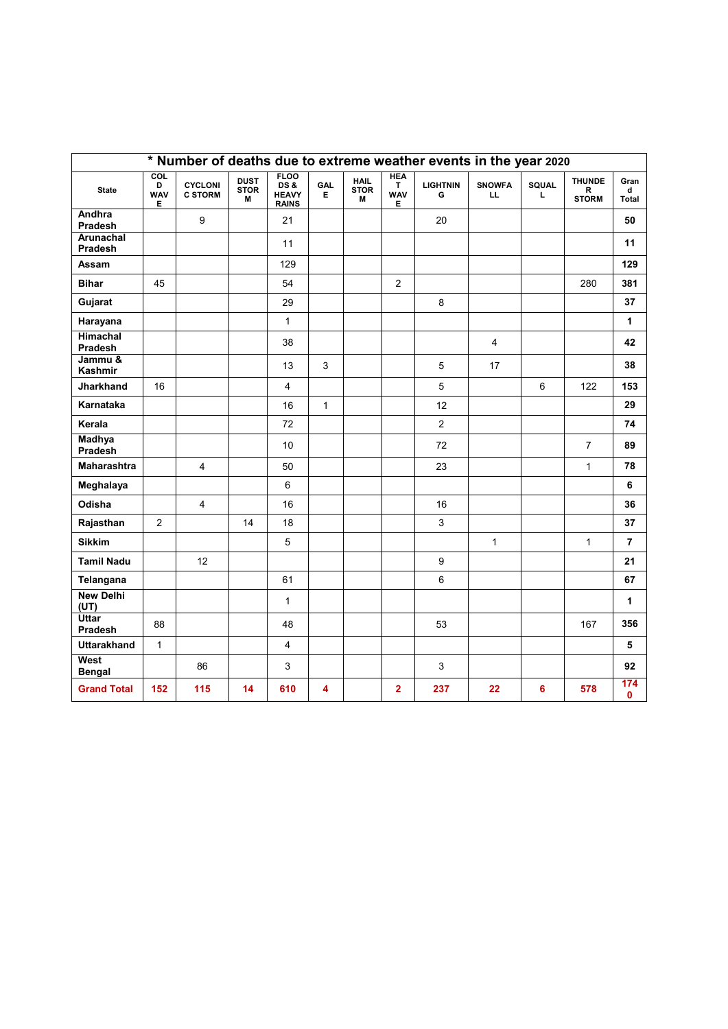| * Number of deaths due to extreme weather events in the year 2020 | | | | | | | | | | | | |
|---|---|---|---|---|---|---|---|---|---|---|---|---|
| State | COLD WAVE | CYCLONIC STORM | DUST STORM | FLOODS & HEAVY RAINS | GALE | HAIL STORM | HEAT WAVE | LIGHTNING | SNOWFALL | SQUALL | THUNDER STORM | Grand Total |
| Andhra Pradesh | | 9 | | 21 | | | | 20 | | | | 50 |
| Arunachal Pradesh | | | | 11 | | | | | | | | 11 |
| Assam | | | | 129 | | | | | | | | 129 |
| Bihar | 45 | | | 54 | | | 2 | | | | 280 | 381 |
| Gujarat | | | | 29 | | | | 8 | | | | 37 |
| Harayana | | | | 1 | | | | | | | | 1 |
| Himachal Pradesh | | | | 38 | | | | | 4 | | | 42 |
| Jammu & Kashmir | | | | 13 | 3 | | | 5 | 17 | | | 38 |
| Jharkhand | 16 | | | 4 | | | | 5 | | 6 | 122 | 153 |
| Karnataka | | | | 16 | 1 | | | 12 | | | | 29 |
| Kerala | | | | 72 | | | | 2 | | | | 74 |
| Madhya Pradesh | | | | 10 | | | | 72 | | | 7 | 89 |
| Maharashtra | | 4 | | 50 | | | | 23 | | | 1 | 78 |
| Meghalaya | | | | 6 | | | | | | | | 6 |
| Odisha | | 4 | | 16 | | | | 16 | | | | 36 |
| Rajasthan | 2 | | 14 | 18 | | | | 3 | | | | 37 |
| Sikkim | | | | 5 | | | | | 1 | | 1 | 7 |
| Tamil Nadu | | 12 | | | | | | 9 | | | | 21 |
| Telangana | | | | 61 | | | | 6 | | | | 67 |
| New Delhi (UT) | | | | 1 | | | | | | | | 1 |
| Uttar Pradesh | 88 | | | 48 | | | | 53 | | | 167 | 356 |
| Uttarakhand | 1 | | | 4 | | | | | | | | 5 |
| West Bengal | | 86 | | 3 | | | | 3 | | | | 92 |
| **Grand Total** | **152** | **115** | **14** | **610** | **4** | | **2** | **237** | **22** | **6** | **578** | **1740** |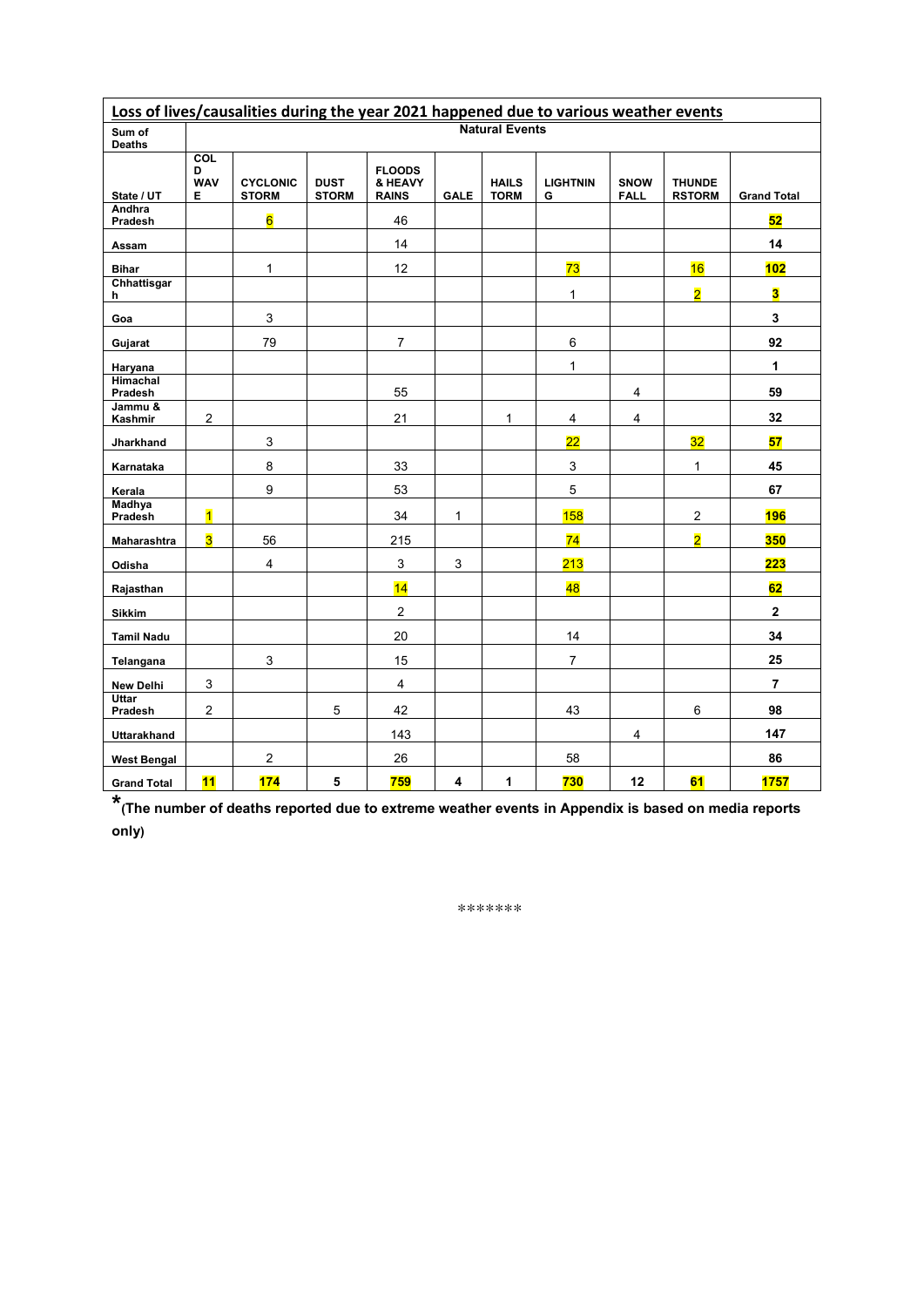**Loss of lives/causalities during the year 2021 happened due to various weather events**

| Sum of Deaths | Natural Events | | | | | | | | | |
|---|---|---|---|---|---|---|---|---|---|---|
| State / UT | COLD WAVE | CYCLONIC STORM | DUST STORM | FLOODS & HEAVY RAINS | GALE | HAILSTORM | LIGHTNING | SNOW FALL | THUNDERSTORM | Grand Total |
| Andhra Pradesh | | 6 | | 46 | | | | | | 52 |
| Assam | | | | 14 | | | | | | 14 |
| Bihar | | 1 | | 12 | | | 73 | | 16 | 102 |
| Chhattisgarh | | | | | | | 1 | | 2 | 3 |
| Goa | | 3 | | | | | | | | 3 |
| Gujarat | | 79 | | 7 | | | 6 | | | 92 |
| Haryana | | | | | | | 1 | | | 1 |
| Himachal Pradesh | | | | 55 | | | | 4 | | 59 |
| Jammu & Kashmir | 2 | | | 21 | | 1 | 4 | 4 | | 32 |
| Jharkhand | | 3 | | | | | 22 | | 32 | 57 |
| Karnataka | | 8 | | 33 | | | 3 | | 1 | 45 |
| Kerala | | 9 | | 53 | | | 5 | | | 67 |
| Madhya Pradesh | 1 | | | 34 | 1 | | 158 | | 2 | 196 |
| Maharashtra | 3 | 56 | | 215 | | | 74 | | 2 | 350 |
| Odisha | | 4 | | 3 | 3 | | 213 | | | 223 |
| Rajasthan | | | | 14 | | | 48 | | | 62 |
| Sikkim | | | | 2 | | | | | | 2 |
| Tamil Nadu | | | | 20 | | | 14 | | | 34 |
| Telangana | | 3 | | 15 | | | 7 | | | 25 |
| New Delhi | 3 | | | 4 | | | | | | 7 |
| Uttar Pradesh | 2 | | 5 | 42 | | | 43 | | 6 | 98 |
| Uttarakhand | | | | 143 | | | | 4 | | 147 |
| West Bengal | | 2 | | 26 | | | 58 | | | 86 |
| **Grand Total** | **11** | **174** | **5** | **759** | **4** | **1** | **730** | **12** | **61** | **1757** |

***(The number of deaths reported due to extreme weather events in Appendix is based on media reports only)**

*******